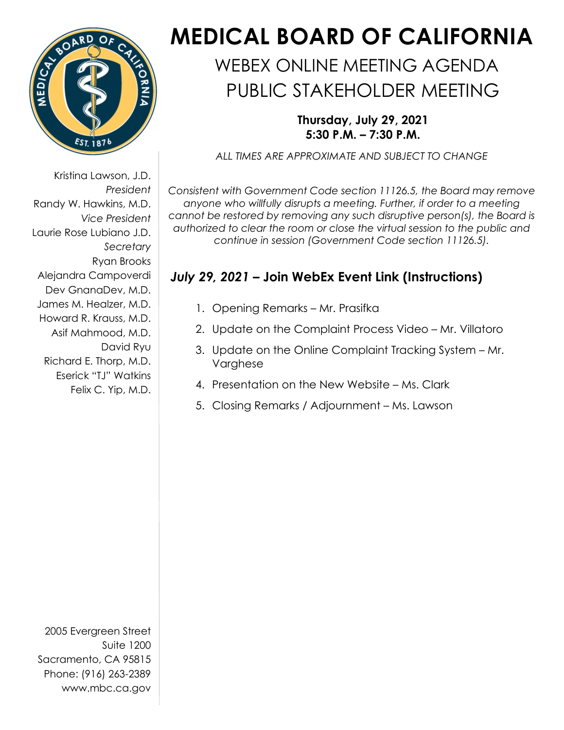# MEDICAL BOARD OF CALIFORNIA

## WEBEX ONLINE MEETING AGENDA
## PUBLIC STAKEHOLDER MEETING

**Thursday, July 29, 2021**
**5:30 P.M. – 7:30 P.M.**

*ALL TIMES ARE APPROXIMATE AND SUBJECT TO CHANGE*

Kristina Lawson, J.D.
*President*
Randy W. Hawkins, M.D.
*Vice President*
Laurie Rose Lubiano J.D.
*Secretary*
Ryan Brooks
Alejandra Campoverdi
Dev GnanaDev, M.D.
James M. Healzer, M.D.
Howard R. Krauss, M.D.
Asif Mahmood, M.D.
David Ryu
Richard E. Thorp, M.D.
Eserick "TJ" Watkins
Felix C. Yip, M.D.

*Consistent with Government Code section 11126.5, the Board may remove anyone who willfully disrupts a meeting. Further, if order to a meeting cannot be restored by removing any such disruptive person(s), the Board is authorized to clear the room or close the virtual session to the public and continue in session (Government Code section 11126.5).*

## *July 29, 2021* – Join WebEx Event Link (Instructions)

1. Opening Remarks – Mr. Prasifka
2. Update on the Complaint Process Video – Mr. Villatoro
3. Update on the Online Complaint Tracking System – Mr. Varghese
4. Presentation on the New Website – Ms. Clark
5. Closing Remarks / Adjournment – Ms. Lawson

2005 Evergreen Street
Suite 1200
Sacramento, CA 95815
Phone: (916) 263-2389
www.mbc.ca.gov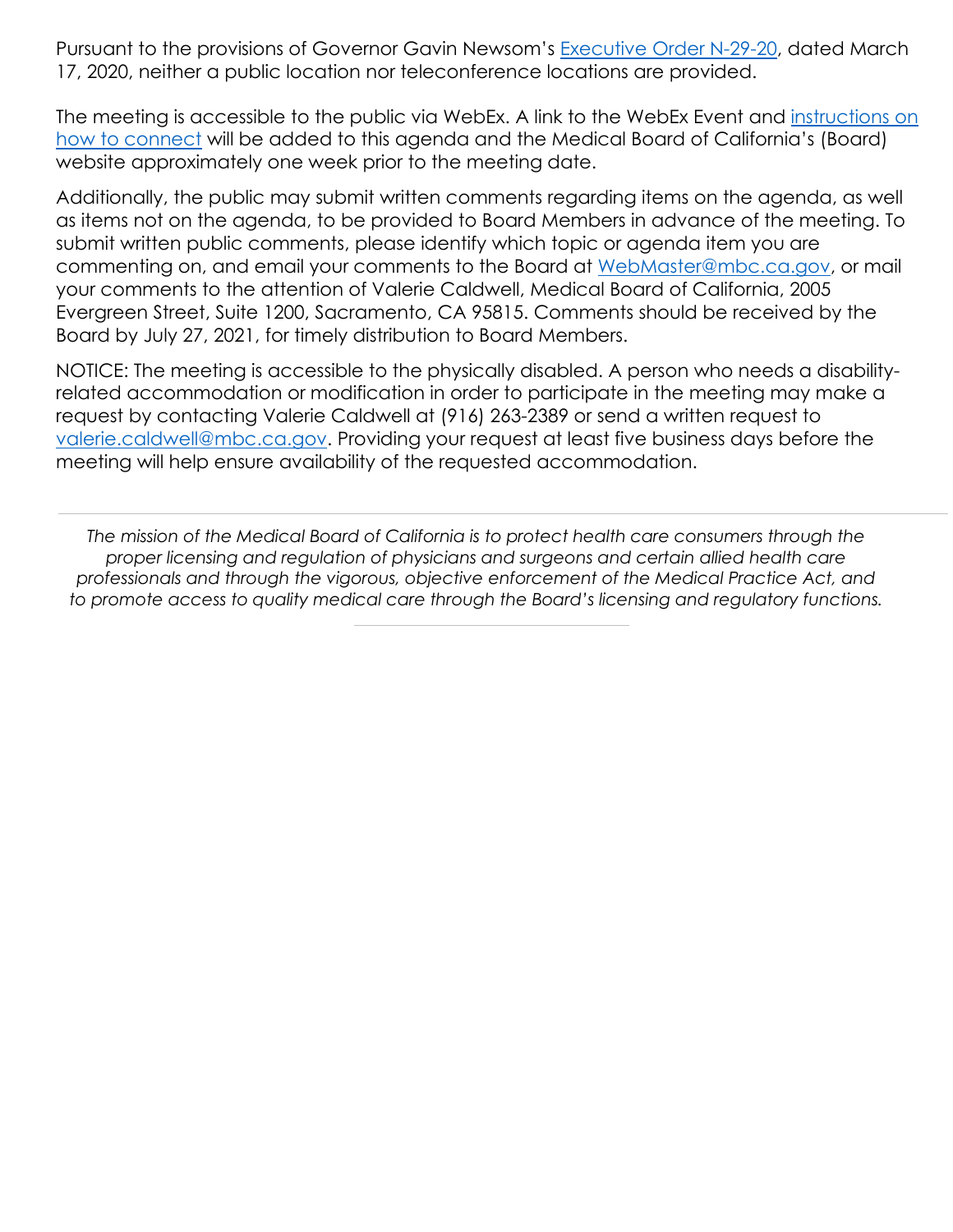Pursuant to the provisions of Governor Gavin Newsom's Executive Order N-29-20, dated March 17, 2020, neither a public location nor teleconference locations are provided.

The meeting is accessible to the public via WebEx. A link to the WebEx Event and instructions on how to connect will be added to this agenda and the Medical Board of California's (Board) website approximately one week prior to the meeting date.

Additionally, the public may submit written comments regarding items on the agenda, as well as items not on the agenda, to be provided to Board Members in advance of the meeting. To submit written public comments, please identify which topic or agenda item you are commenting on, and email your comments to the Board at WebMaster@mbc.ca.gov, or mail your comments to the attention of Valerie Caldwell, Medical Board of California, 2005 Evergreen Street, Suite 1200, Sacramento, CA 95815. Comments should be received by the Board by July 27, 2021, for timely distribution to Board Members.

NOTICE: The meeting is accessible to the physically disabled. A person who needs a disability-related accommodation or modification in order to participate in the meeting may make a request by contacting Valerie Caldwell at (916) 263-2389 or send a written request to valerie.caldwell@mbc.ca.gov. Providing your request at least five business days before the meeting will help ensure availability of the requested accommodation.

---

*The mission of the Medical Board of California is to protect health care consumers through the proper licensing and regulation of physicians and surgeons and certain allied health care professionals and through the vigorous, objective enforcement of the Medical Practice Act, and to promote access to quality medical care through the Board's licensing and regulatory functions.*